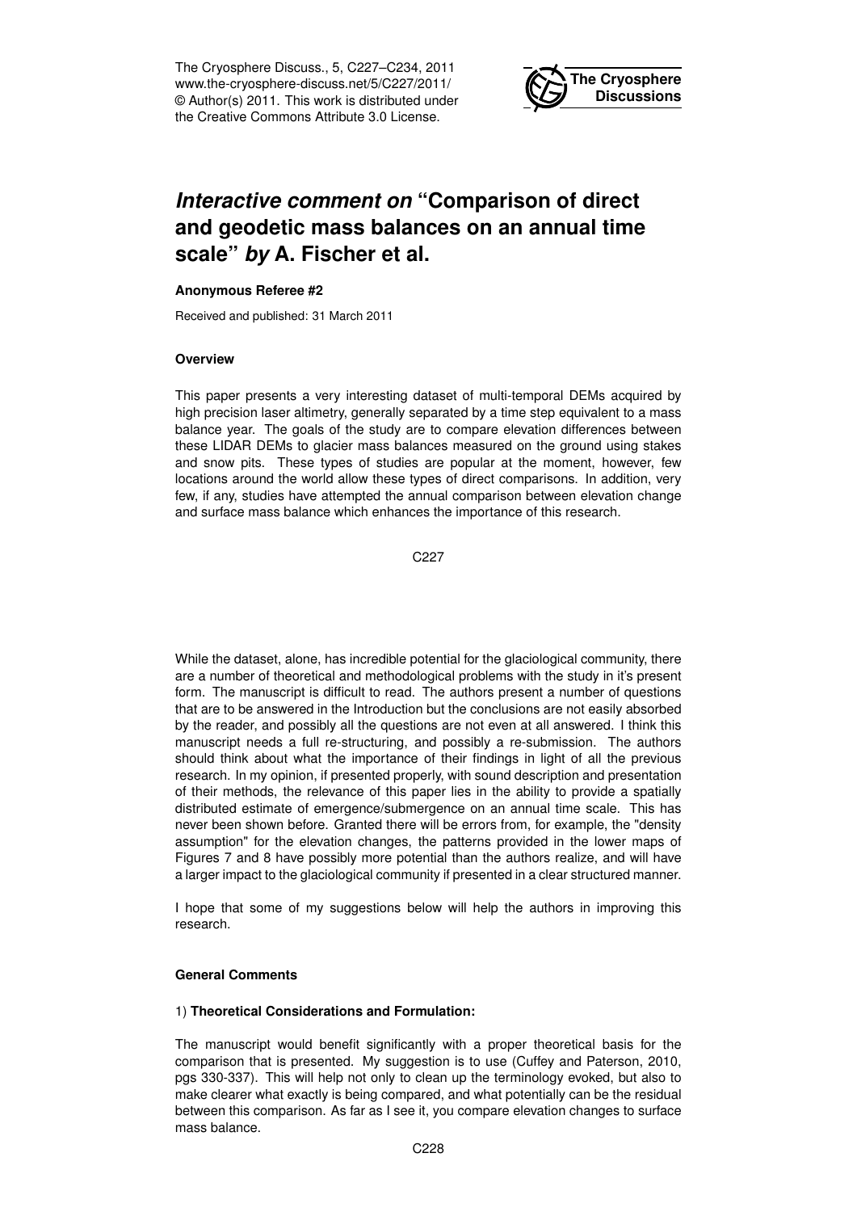The Cryosphere Discuss., 5, C227–C234, 2011
www.the-cryosphere-discuss.net/5/C227/2011/
© Author(s) 2011. This work is distributed under the Creative Commons Attribute 3.0 License.

The Cryosphere Discussions

# *Interactive comment on* "Comparison of direct and geodetic mass balances on an annual time scale" *by* A. Fischer et al.

**Anonymous Referee #2**

Received and published: 31 March 2011

**Overview**

This paper presents a very interesting dataset of multi-temporal DEMs acquired by high precision laser altimetry, generally separated by a time step equivalent to a mass balance year. The goals of the study are to compare elevation differences between these LIDAR DEMs to glacier mass balances measured on the ground using stakes and snow pits. These types of studies are popular at the moment, however, few locations around the world allow these types of direct comparisons. In addition, very few, if any, studies have attempted the annual comparison between elevation change and surface mass balance which enhances the importance of this research.

While the dataset, alone, has incredible potential for the glaciological community, there are a number of theoretical and methodological problems with the study in it's present form. The manuscript is difficult to read. The authors present a number of questions that are to be answered in the Introduction but the conclusions are not easily absorbed by the reader, and possibly all the questions are not even at all answered. I think this manuscript needs a full re-structuring, and possibly a re-submission. The authors should think about what the importance of their findings in light of all the previous research. In my opinion, if presented properly, with sound description and presentation of their methods, the relevance of this paper lies in the ability to provide a spatially distributed estimate of emergence/submergence on an annual time scale. This has never been shown before. Granted there will be errors from, for example, the "density assumption" for the elevation changes, the patterns provided in the lower maps of Figures 7 and 8 have possibly more potential than the authors realize, and will have a larger impact to the glaciological community if presented in a clear structured manner.

I hope that some of my suggestions below will help the authors in improving this research.

**General Comments**

1) **Theoretical Considerations and Formulation:**

The manuscript would benefit significantly with a proper theoretical basis for the comparison that is presented. My suggestion is to use (Cuffey and Paterson, 2010, pgs 330-337). This will help not only to clean up the terminology evoked, but also to make clearer what exactly is being compared, and what potentially can be the residual between this comparison. As far as I see it, you compare elevation changes to surface mass balance.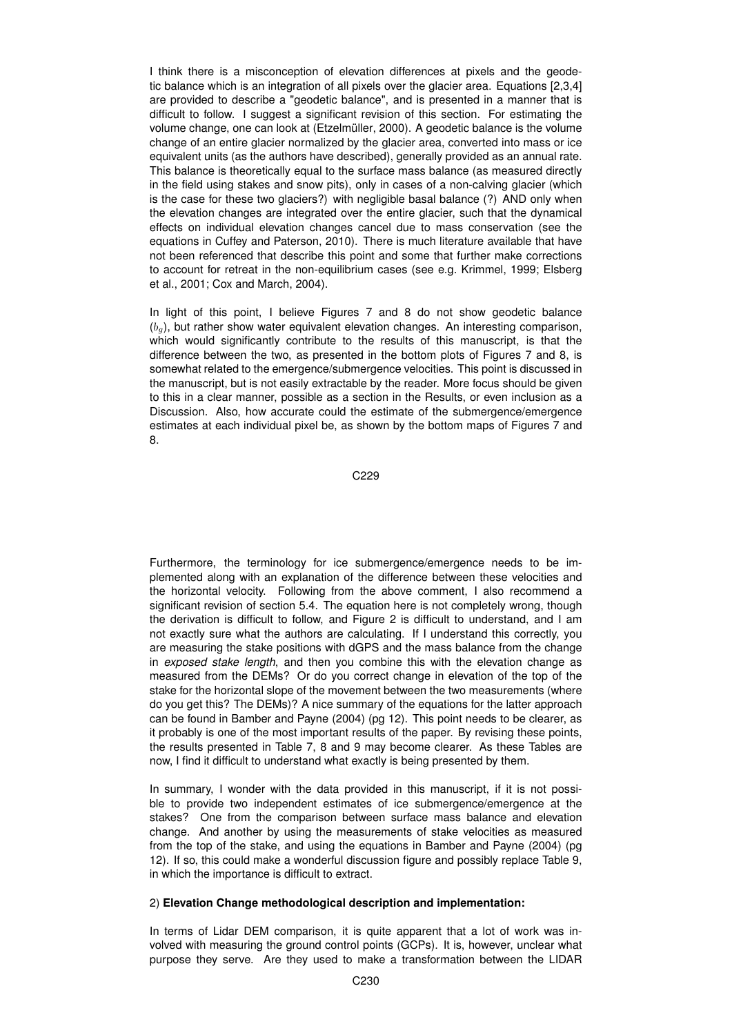I think there is a misconception of elevation differences at pixels and the geodetic balance which is an integration of all pixels over the glacier area. Equations [2,3,4] are provided to describe a "geodetic balance", and is presented in a manner that is difficult to follow. I suggest a significant revision of this section. For estimating the volume change, one can look at (Etzelmüller, 2000). A geodetic balance is the volume change of an entire glacier normalized by the glacier area, converted into mass or ice equivalent units (as the authors have described), generally provided as an annual rate. This balance is theoretically equal to the surface mass balance (as measured directly in the field using stakes and snow pits), only in cases of a non-calving glacier (which is the case for these two glaciers?) with negligible basal balance (?) AND only when the elevation changes are integrated over the entire glacier, such that the dynamical effects on individual elevation changes cancel due to mass conservation (see the equations in Cuffey and Paterson, 2010). There is much literature available that have not been referenced that describe this point and some that further make corrections to account for retreat in the non-equilibrium cases (see e.g. Krimmel, 1999; Elsberg et al., 2001; Cox and March, 2004).

In light of this point, I believe Figures 7 and 8 do not show geodetic balance ($b_g$), but rather show water equivalent elevation changes. An interesting comparison, which would significantly contribute to the results of this manuscript, is that the difference between the two, as presented in the bottom plots of Figures 7 and 8, is somewhat related to the emergence/submergence velocities. This point is discussed in the manuscript, but is not easily extractable by the reader. More focus should be given to this in a clear manner, possible as a section in the Results, or even inclusion as a Discussion. Also, how accurate could the estimate of the submergence/emergence estimates at each individual pixel be, as shown by the bottom maps of Figures 7 and 8.

Furthermore, the terminology for ice submergence/emergence needs to be implemented along with an explanation of the difference between these velocities and the horizontal velocity. Following from the above comment, I also recommend a significant revision of section 5.4. The equation here is not completely wrong, though the derivation is difficult to follow, and Figure 2 is difficult to understand, and I am not exactly sure what the authors are calculating. If I understand this correctly, you are measuring the stake positions with dGPS and the mass balance from the change in *exposed stake length*, and then you combine this with the elevation change as measured from the DEMs? Or do you correct change in elevation of the top of the stake for the horizontal slope of the movement between the two measurements (where do you get this? The DEMs)? A nice summary of the equations for the latter approach can be found in Bamber and Payne (2004) (pg 12). This point needs to be clearer, as it probably is one of the most important results of the paper. By revising these points, the results presented in Table 7, 8 and 9 may become clearer. As these Tables are now, I find it difficult to understand what exactly is being presented by them.

In summary, I wonder with the data provided in this manuscript, if it is not possible to provide two independent estimates of ice submergence/emergence at the stakes? One from the comparison between surface mass balance and elevation change. And another by using the measurements of stake velocities as measured from the top of the stake, and using the equations in Bamber and Payne (2004) (pg 12). If so, this could make a wonderful discussion figure and possibly replace Table 9, in which the importance is difficult to extract.

2) **Elevation Change methodological description and implementation:**

In terms of Lidar DEM comparison, it is quite apparent that a lot of work was involved with measuring the ground control points (GCPs). It is, however, unclear what purpose they serve. Are they used to make a transformation between the LIDAR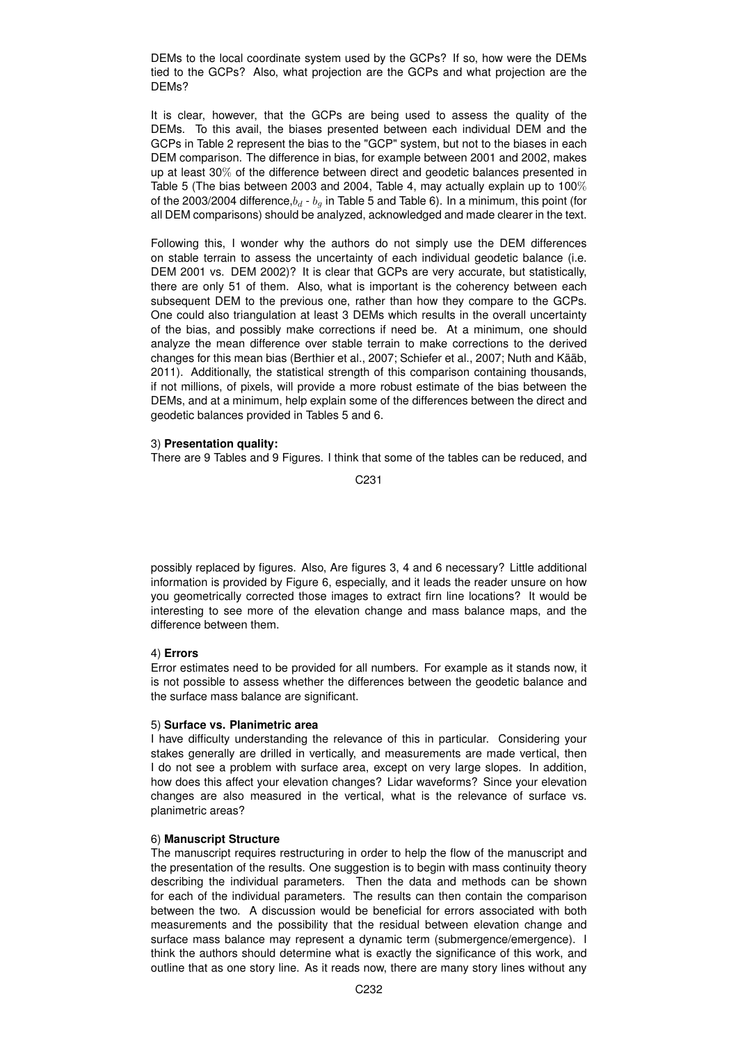DEMs to the local coordinate system used by the GCPs? If so, how were the DEMs tied to the GCPs? Also, what projection are the GCPs and what projection are the DEMs?

It is clear, however, that the GCPs are being used to assess the quality of the DEMs. To this avail, the biases presented between each individual DEM and the GCPs in Table 2 represent the bias to the "GCP" system, but not to the biases in each DEM comparison. The difference in bias, for example between 2001 and 2002, makes up at least 30% of the difference between direct and geodetic balances presented in Table 5 (The bias between 2003 and 2004, Table 4, may actually explain up to 100% of the 2003/2004 difference, $b_d$ - $b_g$ in Table 5 and Table 6). In a minimum, this point (for all DEM comparisons) should be analyzed, acknowledged and made clearer in the text.

Following this, I wonder why the authors do not simply use the DEM differences on stable terrain to assess the uncertainty of each individual geodetic balance (i.e. DEM 2001 vs. DEM 2002)? It is clear that GCPs are very accurate, but statistically, there are only 51 of them. Also, what is important is the coherency between each subsequent DEM to the previous one, rather than how they compare to the GCPs. One could also triangulation at least 3 DEMs which results in the overall uncertainty of the bias, and possibly make corrections if need be. At a minimum, one should analyze the mean difference over stable terrain to make corrections to the derived changes for this mean bias (Berthier et al., 2007; Schiefer et al., 2007; Nuth and Kääb, 2011). Additionally, the statistical strength of this comparison containing thousands, if not millions, of pixels, will provide a more robust estimate of the bias between the DEMs, and at a minimum, help explain some of the differences between the direct and geodetic balances provided in Tables 5 and 6.

3) **Presentation quality:**
There are 9 Tables and 9 Figures. I think that some of the tables can be reduced, and possibly replaced by figures. Also, Are figures 3, 4 and 6 necessary? Little additional information is provided by Figure 6, especially, and it leads the reader unsure on how you geometrically corrected those images to extract firn line locations? It would be interesting to see more of the elevation change and mass balance maps, and the difference between them.

4) **Errors**
Error estimates need to be provided for all numbers. For example as it stands now, it is not possible to assess whether the differences between the geodetic balance and the surface mass balance are significant.

5) **Surface vs. Planimetric area**
I have difficulty understanding the relevance of this in particular. Considering your stakes generally are drilled in vertically, and measurements are made vertical, then I do not see a problem with surface area, except on very large slopes. In addition, how does this affect your elevation changes? Lidar waveforms? Since your elevation changes are also measured in the vertical, what is the relevance of surface vs. planimetric areas?

6) **Manuscript Structure**
The manuscript requires restructuring in order to help the flow of the manuscript and the presentation of the results. One suggestion is to begin with mass continuity theory describing the individual parameters. Then the data and methods can be shown for each of the individual parameters. The results can then contain the comparison between the two. A discussion would be beneficial for errors associated with both measurements and the possibility that the residual between elevation change and surface mass balance may represent a dynamic term (submergence/emergence). I think the authors should determine what is exactly the significance of this work, and outline that as one story line. As it reads now, there are many story lines without any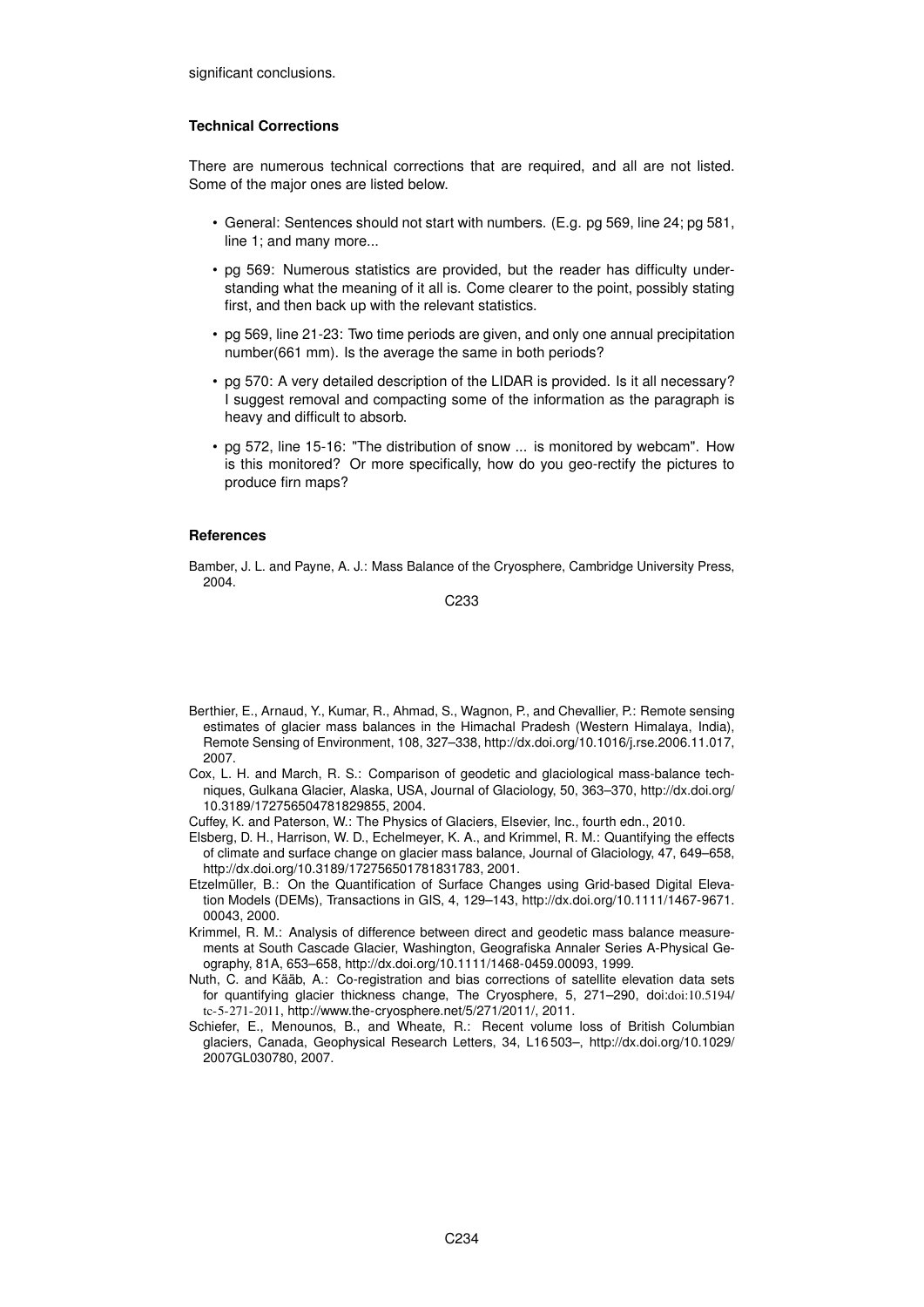significant conclusions.

**Technical Corrections**

There are numerous technical corrections that are required, and all are not listed. Some of the major ones are listed below.

- General: Sentences should not start with numbers. (E.g. pg 569, line 24; pg 581, line 1; and many more...
- pg 569: Numerous statistics are provided, but the reader has difficulty understanding what the meaning of it all is. Come clearer to the point, possibly stating first, and then back up with the relevant statistics.
- pg 569, line 21-23: Two time periods are given, and only one annual precipitation number(661 mm). Is the average the same in both periods?
- pg 570: A very detailed description of the LIDAR is provided. Is it all necessary? I suggest removal and compacting some of the information as the paragraph is heavy and difficult to absorb.
- pg 572, line 15-16: "The distribution of snow ... is monitored by webcam". How is this monitored? Or more specifically, how do you geo-rectify the pictures to produce firn maps?

**References**

Bamber, J. L. and Payne, A. J.: Mass Balance of the Cryosphere, Cambridge University Press, 2004.

Berthier, E., Arnaud, Y., Kumar, R., Ahmad, S., Wagnon, P., and Chevallier, P.: Remote sensing estimates of glacier mass balances in the Himachal Pradesh (Western Himalaya, India), Remote Sensing of Environment, 108, 327–338, http://dx.doi.org/10.1016/j.rse.2006.11.017, 2007.

Cox, L. H. and March, R. S.: Comparison of geodetic and glaciological mass-balance techniques, Gulkana Glacier, Alaska, USA, Journal of Glaciology, 50, 363–370, http://dx.doi.org/10.3189/172756504781829855, 2004.

Cuffey, K. and Paterson, W.: The Physics of Glaciers, Elsevier, Inc., fourth edn., 2010.

Elsberg, D. H., Harrison, W. D., Echelmeyer, K. A., and Krimmel, R. M.: Quantifying the effects of climate and surface change on glacier mass balance, Journal of Glaciology, 47, 649–658, http://dx.doi.org/10.3189/172756501781831783, 2001.

Etzelmüller, B.: On the Quantification of Surface Changes using Grid-based Digital Elevation Models (DEMs), Transactions in GIS, 4, 129–143, http://dx.doi.org/10.1111/1467-9671.00043, 2000.

Krimmel, R. M.: Analysis of difference between direct and geodetic mass balance measurements at South Cascade Glacier, Washington, Geografiska Annaler Series A-Physical Geography, 81A, 653–658, http://dx.doi.org/10.1111/1468-0459.00093, 1999.

Nuth, C. and Kääb, A.: Co-registration and bias corrections of satellite elevation data sets for quantifying glacier thickness change, The Cryosphere, 5, 271–290, doi:doi:10.5194/tc-5-271-2011, http://www.the-cryosphere.net/5/271/2011/, 2011.

Schiefer, E., Menounos, B., and Wheate, R.: Recent volume loss of British Columbian glaciers, Canada, Geophysical Research Letters, 34, L16 503–, http://dx.doi.org/10.1029/2007GL030780, 2007.